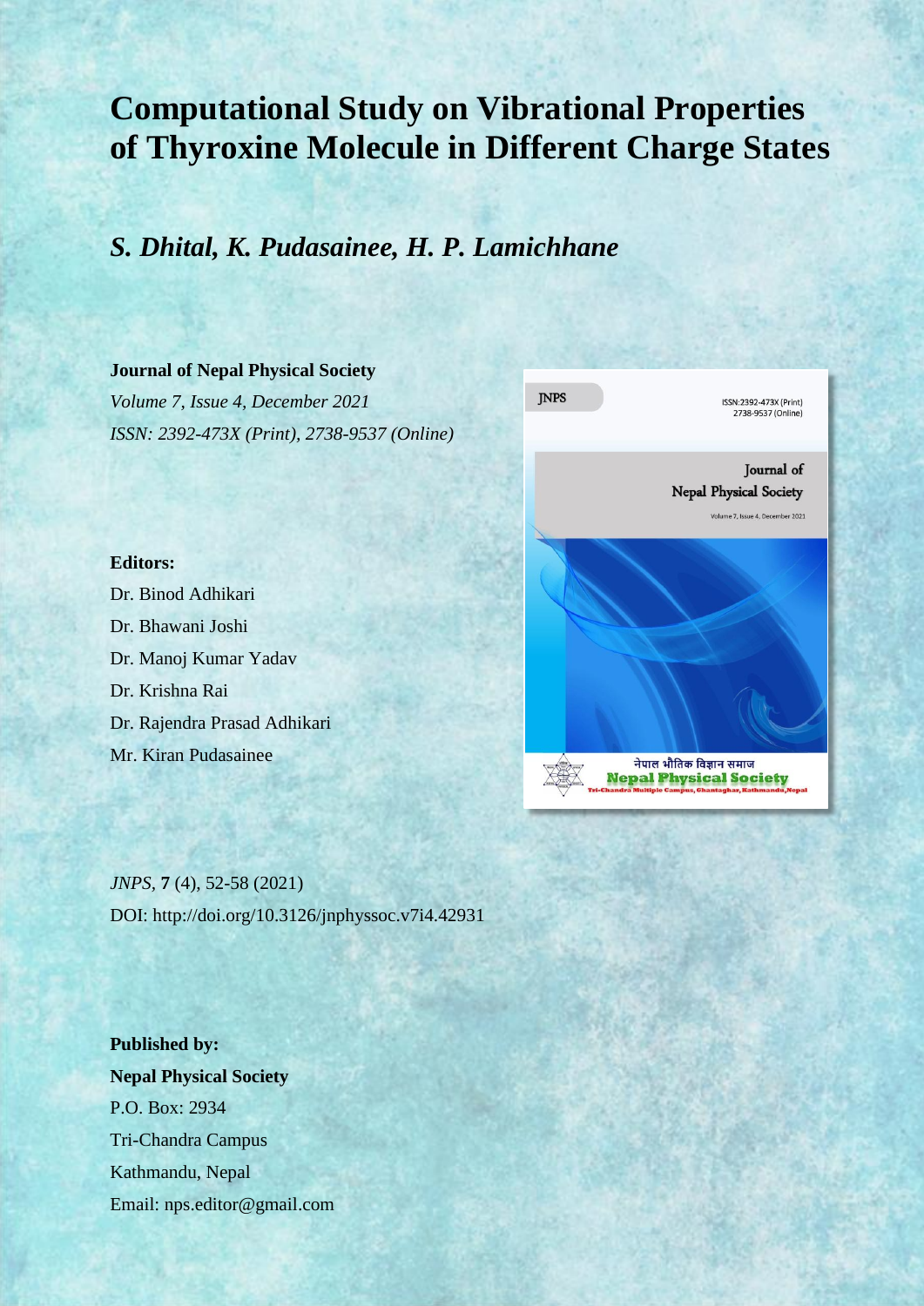# Computational Study on Vibrational Properties of Thyroxine Molecule in Different Charge States

## *S. Dhital, K. Pudasainee, H. P. Lamichhane*

**Journal of Nepal Physical Society**

*Volume 7, Issue 4, December 2021*

*ISSN: 2392-473X (Print), 2738-9537 (Online)*

**Editors:**

Dr. Binod Adhikari

Dr. Bhawani Joshi

Dr. Manoj Kumar Yadav

Dr. Krishna Rai

Dr. Rajendra Prasad Adhikari

Mr. Kiran Pudasainee

*JNPS*, **7** (4), 52-58 (2021)

DOI: http://doi.org/10.3126/jnphyssoc.v7i4.42931

**Published by:**

**Nepal Physical Society**

P.O. Box: 2934

Tri-Chandra Campus

Kathmandu, Nepal

Email: nps.editor@gmail.com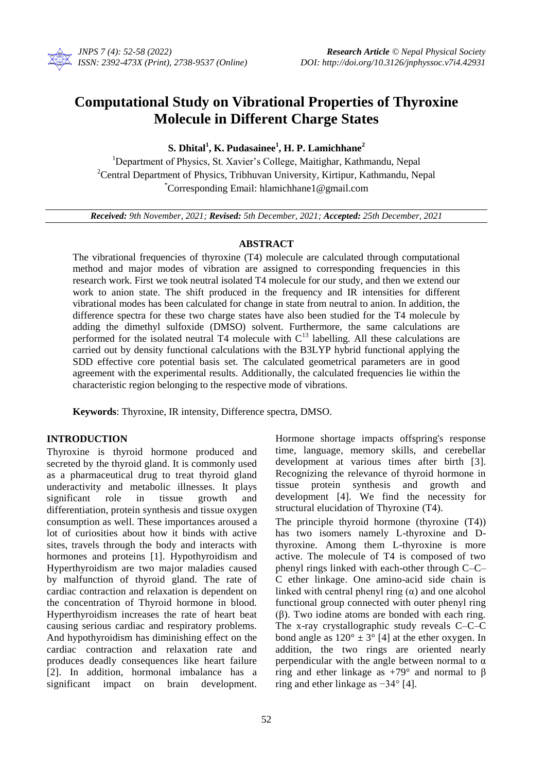# Computational Study on Vibrational Properties of Thyroxine Molecule in Different Charge States

**S. Dhital[1], K. Pudasainee[1], H. P. Lamichhane[2]**

[1]Department of Physics, St. Xavier's College, Maitighar, Kathmandu, Nepal
[2]Central Department of Physics, Tribhuvan University, Kirtipur, Kathmandu, Nepal
[*]Corresponding Email: hlamichhane1@gmail.com

***Received:*** *9th November, 2021;* ***Revised:*** *5th December, 2021;* ***Accepted:*** *25th December, 2021*

## ABSTRACT

The vibrational frequencies of thyroxine (T4) molecule are calculated through computational method and major modes of vibration are assigned to corresponding frequencies in this research work. First we took neutral isolated T4 molecule for our study, and then we extend our work to anion state. The shift produced in the frequency and IR intensities for different vibrational modes has been calculated for change in state from neutral to anion. In addition, the difference spectra for these two charge states have also been studied for the T4 molecule by adding the dimethyl sulfoxide (DMSO) solvent. Furthermore, the same calculations are performed for the isolated neutral T4 molecule with $C^{13}$ labelling. All these calculations are carried out by density functional calculations with the B3LYP hybrid functional applying the SDD effective core potential basis set. The calculated geometrical parameters are in good agreement with the experimental results. Additionally, the calculated frequencies lie within the characteristic region belonging to the respective mode of vibrations.

**Keywords**: Thyroxine, IR intensity, Difference spectra, DMSO.

## INTRODUCTION

Thyroxine is thyroid hormone produced and secreted by the thyroid gland. It is commonly used as a pharmaceutical drug to treat thyroid gland underactivity and metabolic illnesses. It plays significant role in tissue growth and differentiation, protein synthesis and tissue oxygen consumption as well. These importances aroused a lot of curiosities about how it binds with active sites, travels through the body and interacts with hormones and proteins [1]. Hypothyroidism and Hyperthyroidism are two major maladies caused by malfunction of thyroid gland. The rate of cardiac contraction and relaxation is dependent on the concentration of Thyroid hormone in blood. Hyperthyroidism increases the rate of heart beat causing serious cardiac and respiratory problems. And hypothyroidism has diminishing effect on the cardiac contraction and relaxation rate and produces deadly consequences like heart failure [2]. In addition, hormonal imbalance has a significant impact on brain development. Hormone shortage impacts offspring's response time, language, memory skills, and cerebellar development at various times after birth [3]. Recognizing the relevance of thyroid hormone in tissue protein synthesis and growth and development [4]. We find the necessity for structural elucidation of Thyroxine (T4).

The principle thyroid hormone (thyroxine (T4)) has two isomers namely L-thyroxine and D-thyroxine. Among them L-thyroxine is more active. The molecule of T4 is composed of two phenyl rings linked with each-other through C–C–C ether linkage. One amino-acid side chain is linked with central phenyl ring (α) and one alcohol functional group connected with outer phenyl ring (β). Two iodine atoms are bonded with each ring. The x-ray crystallographic study reveals C–C–C bond angle as $120° \pm 3°$ [4] at the ether oxygen. In addition, the two rings are oriented nearly perpendicular with the angle between normal to α ring and ether linkage as $+79°$ and normal to β ring and ether linkage as $-34°$ [4].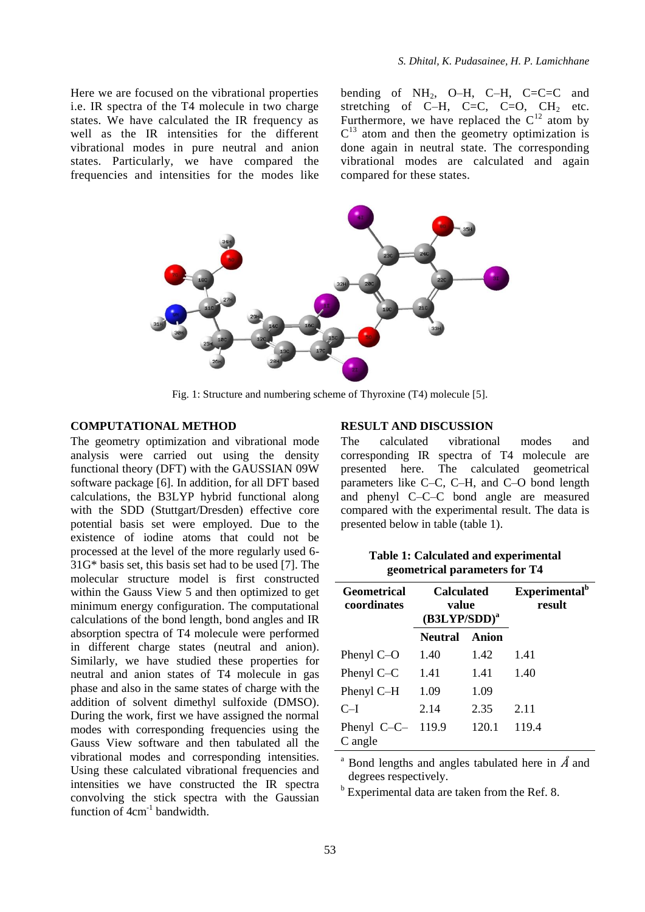Here we are focused on the vibrational properties i.e. IR spectra of the T4 molecule in two charge states. We have calculated the IR frequency as well as the IR intensities for the different vibrational modes in pure neutral and anion states. Particularly, we have compared the frequencies and intensities for the modes like bending of $NH_2$, O–H, C–H, C=C=C and stretching of C–H, C=C, C=O, $CH_2$ etc. Furthermore, we have replaced the $C^{12}$ atom by $C^{13}$ atom and then the geometry optimization is done again in neutral state. The corresponding vibrational modes are calculated and again compared for these states.

Fig. 1: Structure and numbering scheme of Thyroxine (T4) molecule [5].

## COMPUTATIONAL METHOD

The geometry optimization and vibrational mode analysis were carried out using the density functional theory (DFT) with the GAUSSIAN 09W software package [6]. In addition, for all DFT based calculations, the B3LYP hybrid functional along with the SDD (Stuttgart/Dresden) effective core potential basis set were employed. Due to the existence of iodine atoms that could not be processed at the level of the more regularly used 6-31G* basis set, this basis set had to be used [7]. The molecular structure model is first constructed within the Gauss View 5 and then optimized to get minimum energy configuration. The computational calculations of the bond length, bond angles and IR absorption spectra of T4 molecule were performed in different charge states (neutral and anion). Similarly, we have studied these properties for neutral and anion states of T4 molecule in gas phase and also in the same states of charge with the addition of solvent dimethyl sulfoxide (DMSO). During the work, first we have assigned the normal modes with corresponding frequencies using the Gauss View software and then tabulated all the vibrational modes and corresponding intensities. Using these calculated vibrational frequencies and intensities we have constructed the IR spectra convolving the stick spectra with the Gaussian function of 4cm$^{-1}$ bandwidth.

## RESULT AND DISCUSSION

The calculated vibrational modes and corresponding IR spectra of T4 molecule are presented here. The calculated geometrical parameters like C–C, C–H, and C–O bond length and phenyl C–C–C bond angle are measured compared with the experimental result. The data is presented below in table (table 1).

**Table 1: Calculated and experimental geometrical parameters for T4**

| Geometrical coordinates | Calculated value (B3LYP/SDD)[a] | | Experimental[b] result |
|---|---|---|---|
| | Neutral | Anion | |
| Phenyl C–O | 1.40 | 1.42 | 1.41 |
| Phenyl C–C | 1.41 | 1.41 | 1.40 |
| Phenyl C–H | 1.09 | 1.09 | |
| C–I | 2.14 | 2.35 | 2.11 |
| Phenyl C–C–C angle | 119.9 | 120.1 | 119.4 |

[a] Bond lengths and angles tabulated here in Å and degrees respectively.

[b] Experimental data are taken from the Ref. 8.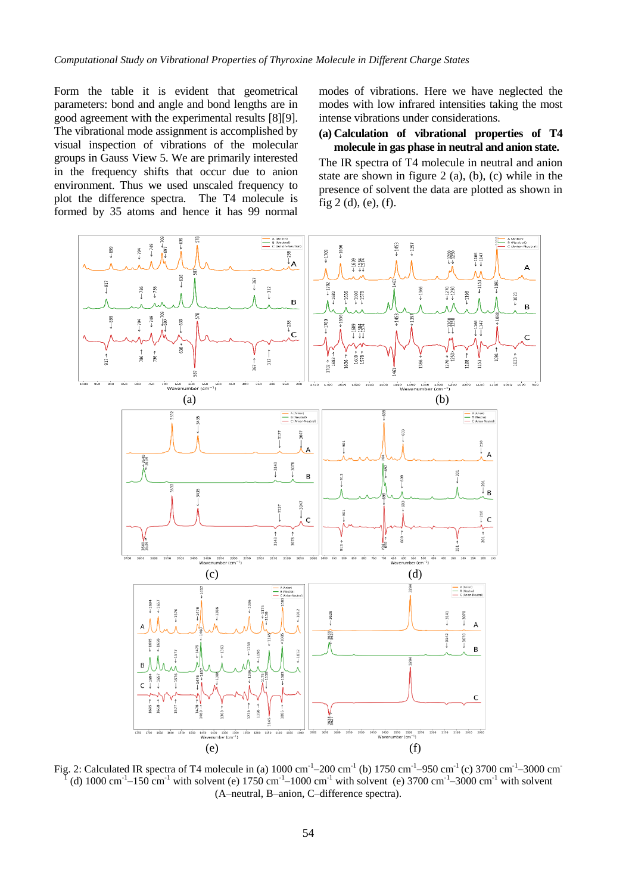Form the table it is evident that geometrical parameters: bond and angle and bond lengths are in good agreement with the experimental results [8][9]. The vibrational mode assignment is accomplished by visual inspection of vibrations of the molecular groups in Gauss View 5. We are primarily interested in the frequency shifts that occur due to anion environment. Thus we used unscaled frequency to plot the difference spectra. The T4 molecule is formed by 35 atoms and hence it has 99 normal modes of vibrations. Here we have neglected the modes with low infrared intensities taking the most intense vibrations under considerations.

**(a) Calculation of vibrational properties of T4 molecule in gas phase in neutral and anion state.**

The IR spectra of T4 molecule in neutral and anion state are shown in figure 2 (a), (b), (c) while in the presence of solvent the data are plotted as shown in fig 2 (d), (e), (f).

Fig. 2: Calculated IR spectra of T4 molecule in (a) 1000 cm$^{-1}$–200 cm$^{-1}$ (b) 1750 cm$^{-1}$–950 cm$^{-1}$ (c) 3700 cm$^{-1}$–3000 cm$^{-1}$ (d) 1000 cm$^{-1}$–150 cm$^{-1}$ with solvent (e) 1750 cm$^{-1}$–1000 cm$^{-1}$ with solvent (e) 3700 cm$^{-1}$–3000 cm$^{-1}$ with solvent (A–neutral, B–anion, C–difference spectra).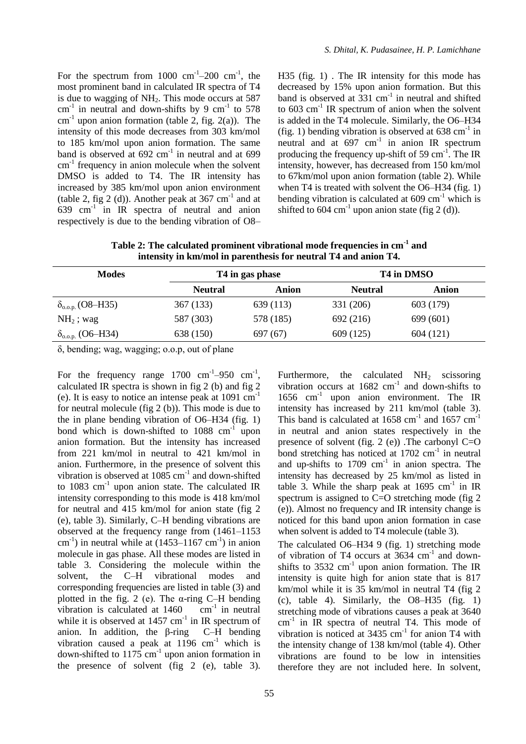For the spectrum from 1000 $cm^{-1}$–200 $cm^{-1}$, the most prominent band in calculated IR spectra of T4 is due to wagging of $NH_2$. This mode occurs at 587 $cm^{-1}$ in neutral and down-shifts by 9 $cm^{-1}$ to 578 $cm^{-1}$ upon anion formation (table 2, fig. 2(a)). The intensity of this mode decreases from 303 km/mol to 185 km/mol upon anion formation. The same band is observed at 692 $cm^{-1}$ in neutral and at 699 $cm^{-1}$ frequency in anion molecule when the solvent DMSO is added to T4. The IR intensity has increased by 385 km/mol upon anion environment (table 2, fig 2 (d)). Another peak at 367 $cm^{-1}$ and at 639 $cm^{-1}$ in IR spectra of neutral and anion respectively is due to the bending vibration of O8–H35 (fig. 1) . The IR intensity for this mode has decreased by 15% upon anion formation. But this band is observed at 331 $cm^{-1}$ in neutral and shifted to 603 $cm^{-1}$ IR spectrum of anion when the solvent is added in the T4 molecule. Similarly, the O6–H34 (fig. 1) bending vibration is observed at 638 $cm^{-1}$ in neutral and at 697 $cm^{-1}$ in anion IR spectrum producing the frequency up-shift of 59 $cm^{-1}$. The IR intensity, however, has decreased from 150 km/mol to 67km/mol upon anion formation (table 2). While when T4 is treated with solvent the O6–H34 (fig. 1) bending vibration is calculated at 609 $cm^{-1}$ which is shifted to 604 $cm^{-1}$ upon anion state (fig 2 (d)).

**Table 2: The calculated prominent vibrational mode frequencies in $cm^{-1}$ and intensity in km/mol in parenthesis for neutral T4 and anion T4.**

| Modes | T4 in gas phase | | T4 in DMSO | |
|---|---|---|---|---|
| | **Neutral** | **Anion** | **Neutral** | **Anion** |
| $\delta_{o.o.p.}$ (O8–H35) | 367 (133) | 639 (113) | 331 (206) | 603 (179) |
| $NH_2$ ; wag | 587 (303) | 578 (185) | 692 (216) | 699 (601) |
| $\delta_{o.o.p.}$ (O6–H34) | 638 (150) | 697 (67) | 609 (125) | 604 (121) |

δ, bending; wag, wagging; o.o.p, out of plane

For the frequency range 1700 $cm^{-1}$–950 $cm^{-1}$, calculated IR spectra is shown in fig 2 (b) and fig 2 (e). It is easy to notice an intense peak at 1091 $cm^{-1}$ for neutral molecule (fig 2 (b)). This mode is due to the in plane bending vibration of O6–H34 (fig. 1) bond which is down-shifted to 1088 $cm^{-1}$ upon anion formation. But the intensity has increased from 221 km/mol in neutral to 421 km/mol in anion. Furthermore, in the presence of solvent this vibration is observed at 1085 $cm^{-1}$ and down-shifted to 1083 $cm^{-1}$ upon anion state. The calculated IR intensity corresponding to this mode is 418 km/mol for neutral and 415 km/mol for anion state (fig 2 (e), table 3). Similarly, C–H bending vibrations are observed at the frequency range from (1461–1153 $cm^{-1}$) in neutral while at (1453–1167 $cm^{-1}$) in anion molecule in gas phase. All these modes are listed in table 3. Considering the molecule within the solvent, the C–H vibrational modes and corresponding frequencies are listed in table (3) and plotted in the fig. 2 (e). The α-ring C–H bending vibration is calculated at 1460 $cm^{-1}$ in neutral while it is observed at 1457 $cm^{-1}$ in IR spectrum of anion. In addition, the β-ring C–H bending vibration caused a peak at 1196 $cm^{-1}$ which is down-shifted to 1175 $cm^{-1}$ upon anion formation in the presence of solvent (fig 2 (e), table 3). Furthermore, the calculated $NH_2$ scissoring vibration occurs at 1682 $cm^{-1}$ and down-shifts to 1656 $cm^{-1}$ upon anion environment. The IR intensity has increased by 211 km/mol (table 3). This band is calculated at 1658 $cm^{-1}$ and 1657 $cm^{-1}$ in neutral and anion states respectively in the presence of solvent (fig. 2 (e)) .The carbonyl C=O bond stretching has noticed at 1702 $cm^{-1}$ in neutral and up-shifts to 1709 $cm^{-1}$ in anion spectra. The intensity has decreased by 25 km/mol as listed in table 3. While the sharp peak at 1695 $cm^{-1}$ in IR spectrum is assigned to C=O stretching mode (fig 2 (e)). Almost no frequency and IR intensity change is noticed for this band upon anion formation in case when solvent is added to T4 molecule (table 3).

The calculated O6–H34 9 (fig. 1) stretching mode of vibration of T4 occurs at 3634 $cm^{-1}$ and down-shifts to 3532 $cm^{-1}$ upon anion formation. The IR intensity is quite high for anion state that is 817 km/mol while it is 35 km/mol in neutral T4 (fig 2 (c), table 4). Similarly, the O8–H35 (fig. 1) stretching mode of vibrations causes a peak at 3640 $cm^{-1}$ in IR spectra of neutral T4. This mode of vibration is noticed at 3435 $cm^{-1}$ for anion T4 with the intensity change of 138 km/mol (table 4). Other vibrations are found to be low in intensities therefore they are not included here. In solvent,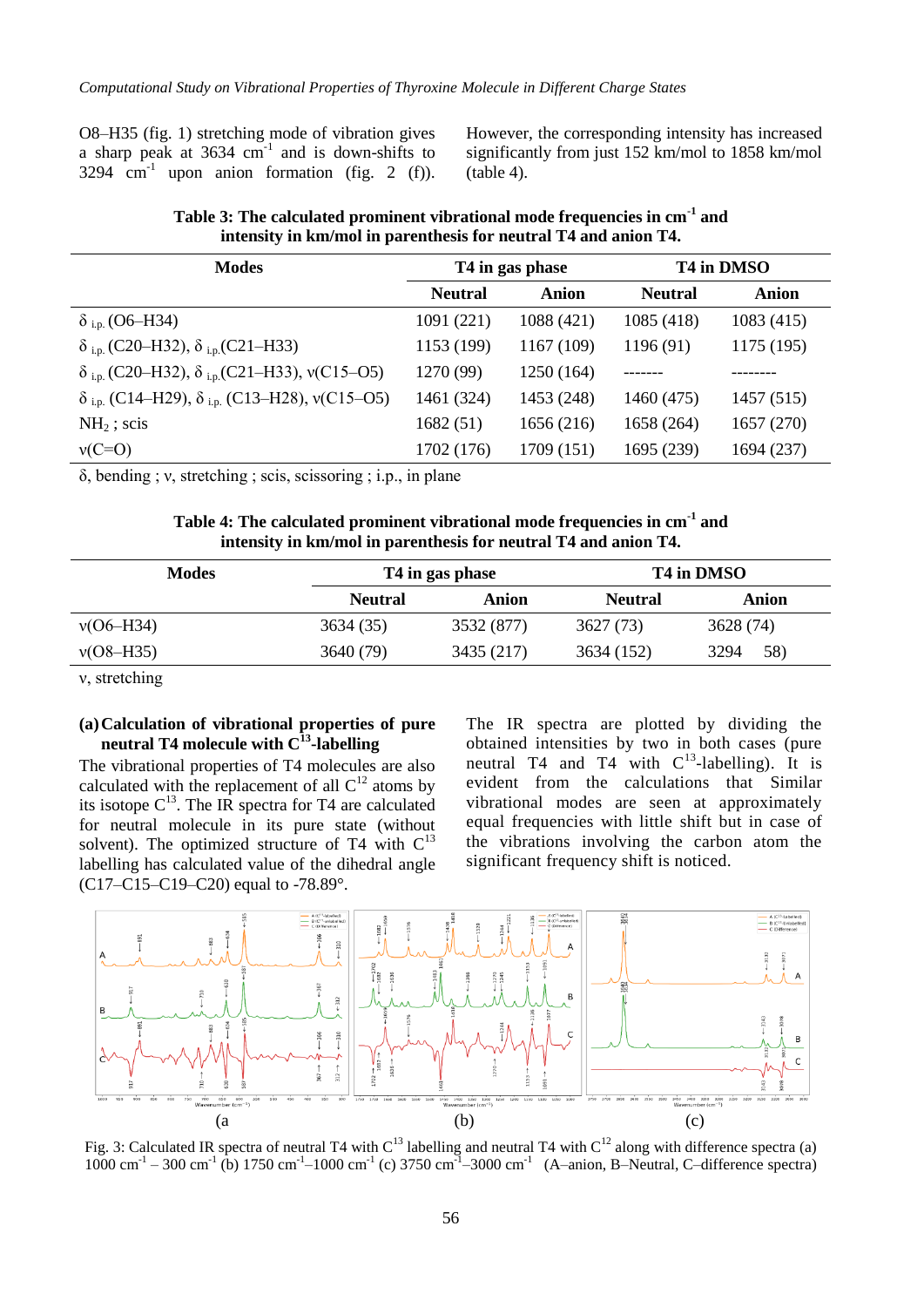O8–H35 (fig. 1) stretching mode of vibration gives a sharp peak at 3634 $cm^{-1}$ and is down-shifts to 3294 $cm^{-1}$ upon anion formation (fig. 2 (f)). However, the corresponding intensity has increased significantly from just 152 km/mol to 1858 km/mol (table 4).

**Table 3: The calculated prominent vibrational mode frequencies in $cm^{-1}$ and intensity in km/mol in parenthesis for neutral T4 and anion T4.**

| Modes | T4 in gas phase | | T4 in DMSO | |
|---|---|---|---|---|
| | Neutral | Anion | Neutral | Anion |
| $\delta_{i.p.}$ (O6–H34) | 1091 (221) | 1088 (421) | 1085 (418) | 1083 (415) |
| $\delta_{i.p.}$ (C20–H32), $\delta_{i.p.}$(C21–H33) | 1153 (199) | 1167 (109) | 1196 (91) | 1175 (195) |
| $\delta_{i.p.}$ (C20–H32), $\delta_{i.p.}$(C21–H33), ν(C15–O5) | 1270 (99) | 1250 (164) | ------- | -------- |
| $\delta_{i.p.}$ (C14–H29), $\delta_{i.p.}$ (C13–H28), ν(C15–O5) | 1461 (324) | 1453 (248) | 1460 (475) | 1457 (515) |
| $NH_2$ ; scis | 1682 (51) | 1656 (216) | 1658 (264) | 1657 (270) |
| ν(C=O) | 1702 (176) | 1709 (151) | 1695 (239) | 1694 (237) |

δ, bending ; ν, stretching ; scis, scissoring ; i.p., in plane

**Table 4: The calculated prominent vibrational mode frequencies in $cm^{-1}$ and intensity in km/mol in parenthesis for neutral T4 and anion T4.**

| Modes | T4 in gas phase | | T4 in DMSO | |
|---|---|---|---|---|
| | Neutral | Anion | Neutral | Anion |
| ν(O6–H34) | 3634 (35) | 3532 (877) | 3627 (73) | 3628 (74) |
| ν(O8–H35) | 3640 (79) | 3435 (217) | 3634 (152) | 3294 58) |

ν, stretching

**(a) Calculation of vibrational properties of pure neutral T4 molecule with $C^{13}$-labelling**

The vibrational properties of T4 molecules are also calculated with the replacement of all $C^{12}$ atoms by its isotope $C^{13}$. The IR spectra for T4 are calculated for neutral molecule in its pure state (without solvent). The optimized structure of T4 with $C^{13}$ labelling has calculated value of the dihedral angle (C17–C15–C19–C20) equal to -78.89°.

The IR spectra are plotted by dividing the obtained intensities by two in both cases (pure neutral T4 and T4 with $C^{13}$-labelling). It is evident from the calculations that Similar vibrational modes are seen at approximately equal frequencies with little shift but in case of the vibrations involving the carbon atom the significant frequency shift is noticed.

Fig. 3: Calculated IR spectra of neutral T4 with $C^{13}$ labelling and neutral T4 with $C^{12}$ along with difference spectra (a) 1000 $cm^{-1}$ – 300 $cm^{-1}$ (b) 1750 $cm^{-1}$–1000 $cm^{-1}$ (c) 3750 $cm^{-1}$–3000 $cm^{-1}$ (A–anion, B–Neutral, C–difference spectra)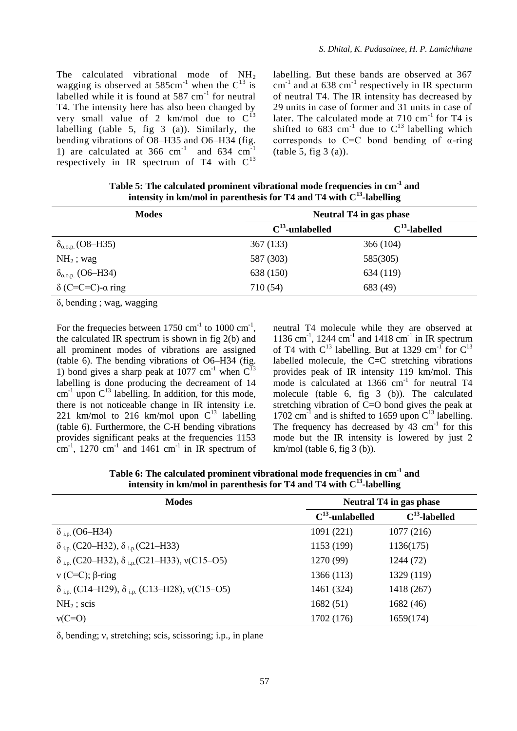The calculated vibrational mode of $NH_2$ wagging is observed at 585cm$^{-1}$ when the $C^{13}$ is labelled while it is found at 587 cm$^{-1}$ for neutral T4. The intensity here has also been changed by very small value of 2 km/mol due to $C^{13}$ labelling (table 5, fig 3 (a)). Similarly, the bending vibrations of O8–H35 and O6–H34 (fig. 1) are calculated at 366 cm$^{-1}$ and 634 cm$^{-1}$ respectively in IR spectrum of T4 with $C^{13}$ labelling. But these bands are observed at 367 cm$^{-1}$ and at 638 cm$^{-1}$ respectively in IR specturm of neutral T4. The IR intensity has decreased by 29 units in case of former and 31 units in case of later. The calculated mode at 710 cm$^{-1}$ for T4 is shifted to 683 cm$^{-1}$ due to $C^{13}$ labelling which corresponds to C=C bond bending of α-ring (table 5, fig 3 (a)).

**Table 5: The calculated prominent vibrational mode frequencies in cm$^{-1}$ and intensity in km/mol in parenthesis for T4 and T4 with $C^{13}$-labelling**

| Modes | Neutral T4 in gas phase | |
|---|---|---|
| | $C^{13}$-unlabelled | $C^{13}$-labelled |
| $\delta_{o.o.p.}$ (O8–H35) | 367 (133) | 366 (104) |
| $NH_2$ ; wag | 587 (303) | 585(305) |
| $\delta_{o.o.p.}$ (O6–H34) | 638 (150) | 634 (119) |
| δ (C=C=C)-α ring | 710 (54) | 683 (49) |

δ, bending ; wag, wagging

For the frequecies between 1750 cm$^{-1}$ to 1000 cm$^{-1}$, the calculated IR spectrum is shown in fig 2(b) and all prominent modes of vibrations are assigned (table 6). The bending vibrations of O6–H34 (fig. 1) bond gives a sharp peak at 1077 cm$^{-1}$ when $C^{13}$ labelling is done producing the decreament of 14 cm$^{-1}$ upon $C^{13}$ labelling. In addition, for this mode, there is not noticeable change in IR intensity i.e. 221 km/mol to 216 km/mol upon $C^{13}$ labelling (table 6). Furthermore, the C-H bending vibrations provides significant peaks at the frequencies 1153 cm$^{-1}$, 1270 cm$^{-1}$ and 1461 cm$^{-1}$ in IR spectrum of neutral T4 molecule while they are observed at 1136 cm$^{-1}$, 1244 cm$^{-1}$ and 1418 cm$^{-1}$ in IR spectrum of T4 with $C^{13}$ labelling. But at 1329 cm$^{-1}$ for $C^{13}$ labelled molecule, the C=C stretching vibrations provides peak of IR intensity 119 km/mol. This mode is calculated at 1366 cm$^{-1}$ for neutral T4 molecule (table 6, fig 3 (b)). The calculated stretching vibration of C=O bond gives the peak at 1702 cm$^{-1}$ and is shifted to 1659 upon $C^{13}$ labelling. The frequency has decreased by 43 cm$^{-1}$ for this mode but the IR intensity is lowered by just 2 km/mol (table 6, fig 3 (b)).

**Table 6: The calculated prominent vibrational mode frequencies in cm$^{-1}$ and intensity in km/mol in parenthesis for T4 and T4 with $C^{13}$-labelling**

| Modes | Neutral T4 in gas phase | |
|---|---|---|
| | $C^{13}$-unlabelled | $C^{13}$-labelled |
| $\delta_{i.p.}$ (O6–H34) | 1091 (221) | 1077 (216) |
| $\delta_{i.p.}$ (C20–H32), $\delta_{i.p.}$(C21–H33) | 1153 (199) | 1136(175) |
| $\delta_{i.p.}$ (C20–H32), $\delta_{i.p.}$(C21–H33), ν(C15–O5) | 1270 (99) | 1244 (72) |
| ν (C=C); β-ring | 1366 (113) | 1329 (119) |
| $\delta_{i.p.}$ (C14–H29), $\delta_{i.p.}$ (C13–H28), ν(C15–O5) | 1461 (324) | 1418 (267) |
| $NH_2$ ; scis | 1682 (51) | 1682 (46) |
| ν(C=O) | 1702 (176) | 1659(174) |

δ, bending; ν, stretching; scis, scissoring; i.p., in plane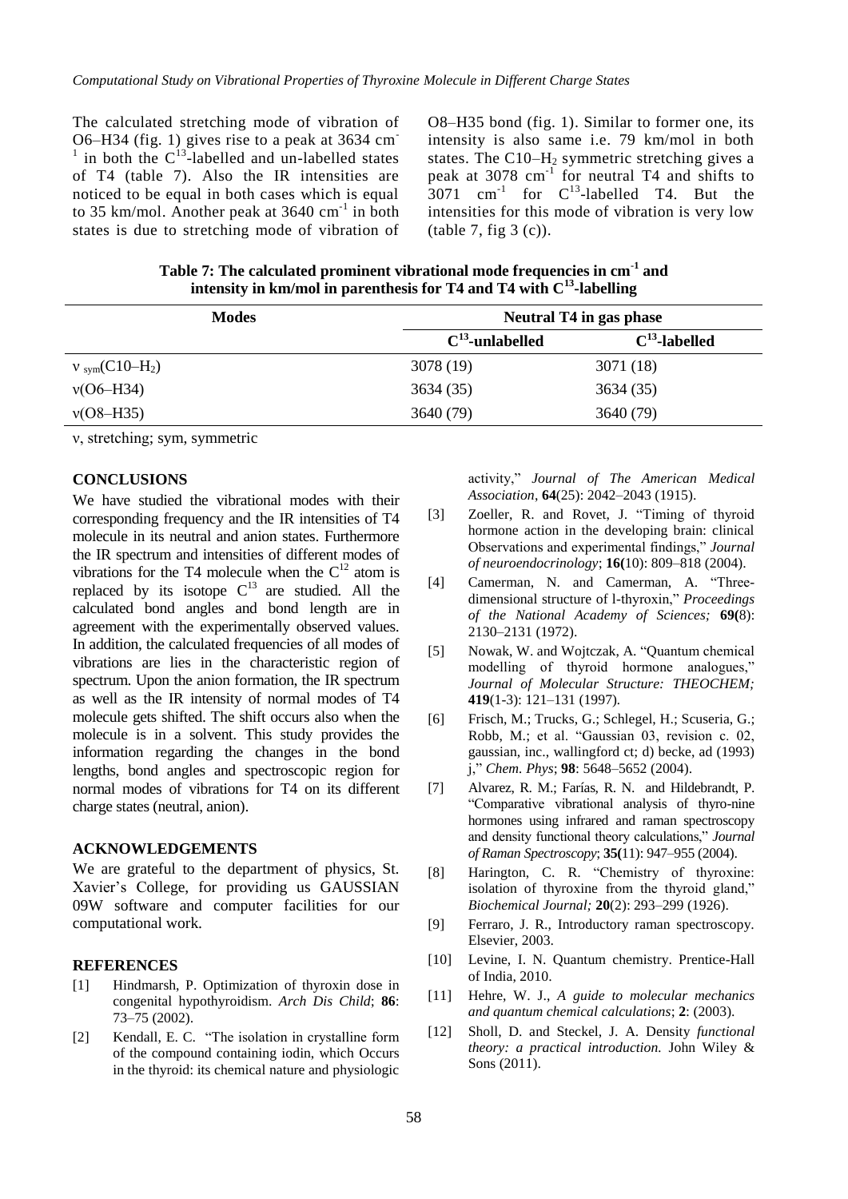The calculated stretching mode of vibration of O6–H34 (fig. 1) gives rise to a peak at 3634 $cm^{-1}$ in both the $C^{13}$-labelled and un-labelled states of T4 (table 7). Also the IR intensities are noticed to be equal in both cases which is equal to 35 km/mol. Another peak at 3640 $cm^{-1}$ in both states is due to stretching mode of vibration of O8–H35 bond (fig. 1). Similar to former one, its intensity is also same i.e. 79 km/mol in both states. The C10–$H_2$ symmetric stretching gives a peak at 3078 $cm^{-1}$ for neutral T4 and shifts to 3071 $cm^{-1}$ for $C^{13}$-labelled T4. But the intensities for this mode of vibration is very low (table 7, fig 3 (c)).

**Table 7: The calculated prominent vibrational mode frequencies in $cm^{-1}$ and intensity in km/mol in parenthesis for T4 and T4 with $C^{13}$-labelling**

| Modes | Neutral T4 in gas phase | |
|---|---|---|
| | $C^{13}$-unlabelled | $C^{13}$-labelled |
| $\nu_{sym}$(C10–$H_2$) | 3078 (19) | 3071 (18) |
| ν(O6–H34) | 3634 (35) | 3634 (35) |
| ν(O8–H35) | 3640 (79) | 3640 (79) |

ν, stretching; sym, symmetric

## CONCLUSIONS

We have studied the vibrational modes with their corresponding frequency and the IR intensities of T4 molecule in its neutral and anion states. Furthermore the IR spectrum and intensities of different modes of vibrations for the T4 molecule when the $C^{12}$ atom is replaced by its isotope $C^{13}$ are studied. All the calculated bond angles and bond length are in agreement with the experimentally observed values. In addition, the calculated frequencies of all modes of vibrations are lies in the characteristic region of spectrum. Upon the anion formation, the IR spectrum as well as the IR intensity of normal modes of T4 molecule gets shifted. The shift occurs also when the molecule is in a solvent. This study provides the information regarding the changes in the bond lengths, bond angles and spectroscopic region for normal modes of vibrations for T4 on its different charge states (neutral, anion).

## ACKNOWLEDGEMENTS

We are grateful to the department of physics, St. Xavier's College, for providing us GAUSSIAN 09W software and computer facilities for our computational work.

## REFERENCES

[1] Hindmarsh, P. Optimization of thyroxin dose in congenital hypothyroidism. *Arch Dis Child*; **86**: 73–75 (2002).

[2] Kendall, E. C. "The isolation in crystalline form of the compound containing iodin, which Occurs in the thyroid: its chemical nature and physiologic activity," *Journal of The American Medical Association*, **64**(25): 2042–2043 (1915).

[3] Zoeller, R. and Rovet, J. "Timing of thyroid hormone action in the developing brain: clinical Observations and experimental findings," *Journal of neuroendocrinology*; **16(**10): 809–818 (2004).

[4] Camerman, N. and Camerman, A. "Three-dimensional structure of l-thyroxin," *Proceedings of the National Academy of Sciences;* **69(**8): 2130–2131 (1972).

[5] Nowak, W. and Wojtczak, A. "Quantum chemical modelling of thyroid hormone analogues," *Journal of Molecular Structure: THEOCHEM;* **419**(1-3): 121–131 (1997).

[6] Frisch, M.; Trucks, G.; Schlegel, H.; Scuseria, G.; Robb, M.; et al. "Gaussian 03, revision c. 02, gaussian, inc., wallingford ct; d) becke, ad (1993) j," *Chem. Phys*; **98**: 5648–5652 (2004).

[7] Alvarez, R. M.; Farías, R. N. and Hildebrandt, P. "Comparative vibrational analysis of thyro-nine hormones using infrared and raman spectroscopy and density functional theory calculations," *Journal of Raman Spectroscopy*; **35(**11): 947–955 (2004).

[8] Harington, C. R. "Chemistry of thyroxine: isolation of thyroxine from the thyroid gland," *Biochemical Journal;* **20**(2): 293–299 (1926).

[9] Ferraro, J. R., Introductory raman spectroscopy. Elsevier, 2003.

[10] Levine, I. N. Quantum chemistry. Prentice-Hall of India, 2010.

[11] Hehre, W. J., *A guide to molecular mechanics and quantum chemical calculations*; **2**: (2003).

[12] Sholl, D. and Steckel, J. A. Density *functional theory: a practical introduction.* John Wiley & Sons (2011).